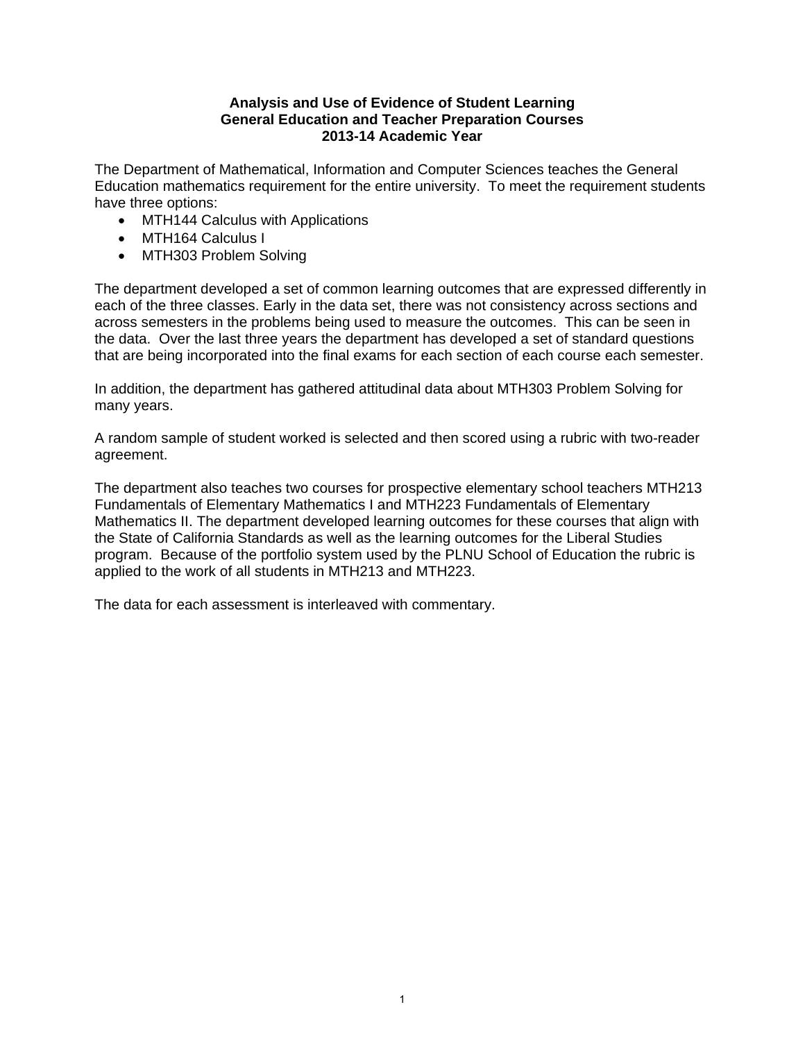# Analysis and Use of Evidence of Student Learning
## General Education and Teacher Preparation Courses
## 2013-14 Academic Year

The Department of Mathematical, Information and Computer Sciences teaches the General Education mathematics requirement for the entire university. To meet the requirement students have three options:

- MTH144 Calculus with Applications
- MTH164 Calculus I
- MTH303 Problem Solving

The department developed a set of common learning outcomes that are expressed differently in each of the three classes. Early in the data set, there was not consistency across sections and across semesters in the problems being used to measure the outcomes. This can be seen in the data. Over the last three years the department has developed a set of standard questions that are being incorporated into the final exams for each section of each course each semester.

In addition, the department has gathered attitudinal data about MTH303 Problem Solving for many years.

A random sample of student worked is selected and then scored using a rubric with two-reader agreement.

The department also teaches two courses for prospective elementary school teachers MTH213 Fundamentals of Elementary Mathematics I and MTH223 Fundamentals of Elementary Mathematics II. The department developed learning outcomes for these courses that align with the State of California Standards as well as the learning outcomes for the Liberal Studies program. Because of the portfolio system used by the PLNU School of Education the rubric is applied to the work of all students in MTH213 and MTH223.

The data for each assessment is interleaved with commentary.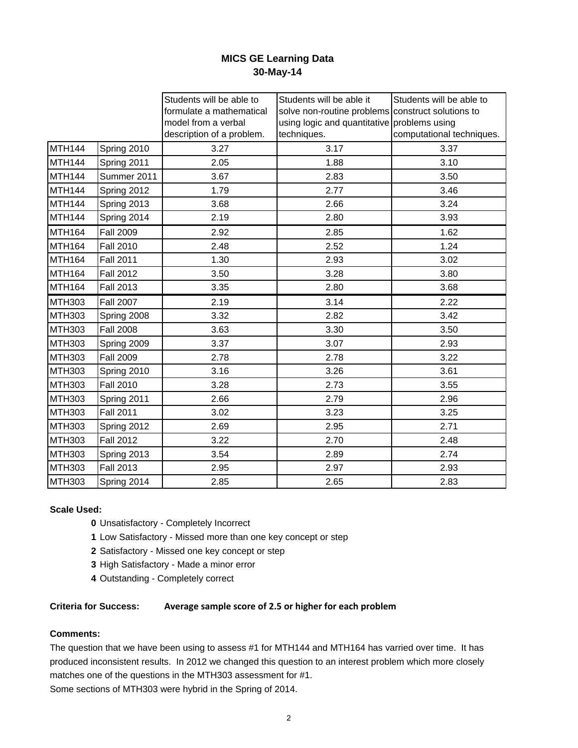# MICS GE Learning Data
## 30-May-14

| | | Students will be able to formulate a mathematical model from a verbal description of a problem. | Students will be able it solve non-routine problems using logic and quantitative techniques. | Students will be able to construct solutions to problems using computational techniques. |
|---|---|---|---|---|
| MTH144 | Spring 2010 | 3.27 | 3.17 | 3.37 |
| MTH144 | Spring 2011 | 2.05 | 1.88 | 3.10 |
| MTH144 | Summer 2011 | 3.67 | 2.83 | 3.50 |
| MTH144 | Spring 2012 | 1.79 | 2.77 | 3.46 |
| MTH144 | Spring 2013 | 3.68 | 2.66 | 3.24 |
| MTH144 | Spring 2014 | 2.19 | 2.80 | 3.93 |
| MTH164 | Fall 2009 | 2.92 | 2.85 | 1.62 |
| MTH164 | Fall 2010 | 2.48 | 2.52 | 1.24 |
| MTH164 | Fall 2011 | 1.30 | 2.93 | 3.02 |
| MTH164 | Fall 2012 | 3.50 | 3.28 | 3.80 |
| MTH164 | Fall 2013 | 3.35 | 2.80 | 3.68 |
| MTH303 | Fall 2007 | 2.19 | 3.14 | 2.22 |
| MTH303 | Spring 2008 | 3.32 | 2.82 | 3.42 |
| MTH303 | Fall 2008 | 3.63 | 3.30 | 3.50 |
| MTH303 | Spring 2009 | 3.37 | 3.07 | 2.93 |
| MTH303 | Fall 2009 | 2.78 | 2.78 | 3.22 |
| MTH303 | Spring 2010 | 3.16 | 3.26 | 3.61 |
| MTH303 | Fall 2010 | 3.28 | 2.73 | 3.55 |
| MTH303 | Spring 2011 | 2.66 | 2.79 | 2.96 |
| MTH303 | Fall 2011 | 3.02 | 3.23 | 3.25 |
| MTH303 | Spring 2012 | 2.69 | 2.95 | 2.71 |
| MTH303 | Fall 2012 | 3.22 | 2.70 | 2.48 |
| MTH303 | Spring 2013 | 3.54 | 2.89 | 2.74 |
| MTH303 | Fall 2013 | 2.95 | 2.97 | 2.93 |
| MTH303 | Spring 2014 | 2.85 | 2.65 | 2.83 |

**Scale Used:**

- **0** Unsatisfactory - Completely Incorrect
- **1** Low Satisfactory - Missed more than one key concept or step
- **2** Satisfactory - Missed one key concept or step
- **3** High Satisfactory - Made a minor error
- **4** Outstanding - Completely correct

**Criteria for Success:** **Average sample score of 2.5 or higher for each problem**

**Comments:**

The question that we have been using to assess #1 for MTH144 and MTH164 has varried over time. It has produced inconsistent results. In 2012 we changed this question to an interest problem which more closely matches one of the questions in the MTH303 assessment for #1.

Some sections of MTH303 were hybrid in the Spring of 2014.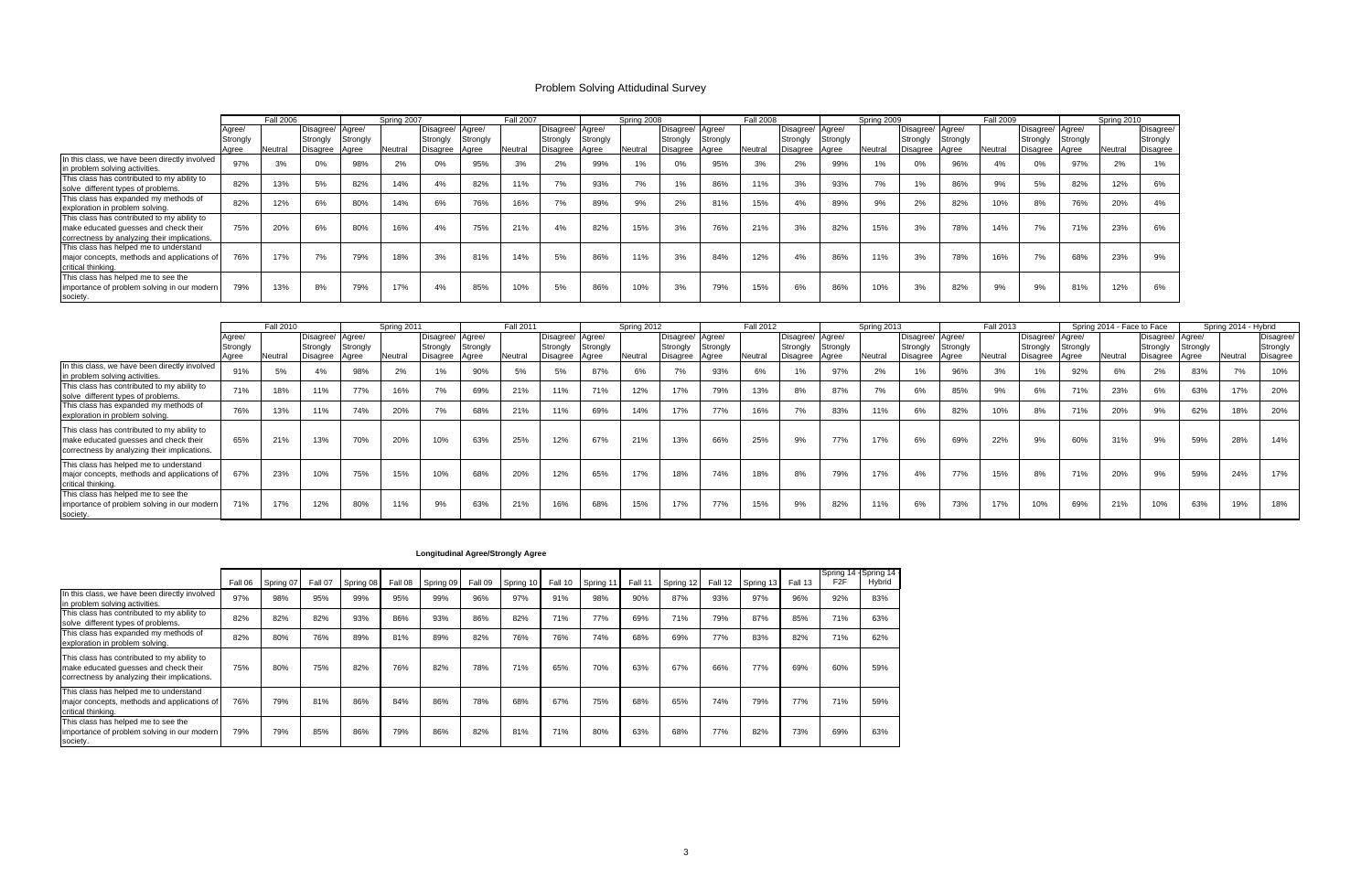# Problem Solving Attidudinal Survey

| | Fall 2006 | | | Spring 2007 | | | Fall 2007 | | | Spring 2008 | | | Fall 2008 | | | Spring 2009 | | | Fall 2009 | | | Spring 2010 | | |
|---|---|---|---|---|---|---|---|---|---|---|---|---|---|---|---|---|---|---|---|---|---|---|---|---|
| | Agree/ Strongly Agree | Neutral | Disagree/ Strongly Disagree | Agree/ Strongly Agree | Neutral | Disagree/ Strongly Disagree | Agree/ Strongly Agree | Neutral | Disagree/ Strongly Disagree | Agree/ Strongly Agree | Neutral | Disagree/ Strongly Disagree | Agree/ Strongly Agree | Neutral | Disagree/ Strongly Disagree | Agree/ Strongly Agree | Neutral | Disagree/ Strongly Disagree | Agree/ Strongly Agree | Neutral | Disagree/ Strongly Disagree | Agree/ Strongly Agree | Neutral | Disagree/ Strongly Disagree |
| In this class, we have been directly involved in problem solving activities. | 97% | 3% | 0% | 98% | 2% | 0% | 95% | 3% | 2% | 99% | 1% | 0% | 95% | 3% | 2% | 99% | 1% | 0% | 96% | 4% | 0% | 97% | 2% | 1% |
| This class has contributed to my ability to solve different types of problems. | 82% | 13% | 5% | 82% | 14% | 4% | 82% | 11% | 7% | 93% | 7% | 1% | 86% | 11% | 3% | 93% | 7% | 1% | 86% | 9% | 5% | 82% | 12% | 6% |
| This class has expanded my methods of exploration in problem solving. | 82% | 12% | 6% | 80% | 14% | 6% | 76% | 16% | 7% | 89% | 9% | 2% | 81% | 15% | 4% | 89% | 9% | 2% | 82% | 10% | 8% | 76% | 20% | 4% |
| This class has contributed to my ability to make educated guesses and check their correctness by analyzing their implications. | 75% | 20% | 6% | 80% | 16% | 4% | 75% | 21% | 4% | 82% | 15% | 3% | 76% | 21% | 3% | 82% | 15% | 3% | 78% | 14% | 7% | 71% | 23% | 6% |
| This class has helped me to understand major concepts, methods and applications of critical thinking. | 76% | 17% | 7% | 79% | 18% | 3% | 81% | 14% | 5% | 86% | 11% | 3% | 84% | 12% | 4% | 86% | 11% | 3% | 78% | 16% | 7% | 68% | 23% | 9% |
| This class has helped me to see the importance of problem solving in our modern society. | 79% | 13% | 8% | 79% | 17% | 4% | 85% | 10% | 5% | 86% | 10% | 3% | 79% | 15% | 6% | 86% | 10% | 3% | 82% | 9% | 9% | 81% | 12% | 6% |

| | Fall 2010 | | | Spring 2011 | | | Fall 2011 | | | Spring 2012 | | | Fall 2012 | | | Spring 2013 | | | Fall 2013 | | | Spring 2014 - Face to Face | | | Spring 2014 - Hybrid | | |
|---|---|---|---|---|---|---|---|---|---|---|---|---|---|---|---|---|---|---|---|---|---|---|---|---|---|---|---|
| | Agree/ Strongly Agree | Neutral | Disagree/ Strongly Disagree | Agree/ Strongly Agree | Neutral | Disagree/ Strongly Disagree | Agree/ Strongly Agree | Neutral | Disagree/ Strongly Disagree | Agree/ Strongly Agree | Neutral | Disagree/ Strongly Disagree | Agree/ Strongly Agree | Neutral | Disagree/ Strongly Disagree | Agree/ Strongly Agree | Neutral | Disagree/ Strongly Disagree | Agree/ Strongly Agree | Neutral | Disagree/ Strongly Disagree | Agree/ Strongly Agree | Neutral | Disagree/ Strongly Disagree | Agree/ Strongly Agree | Neutral | Disagree/ Strongly Disagree |
| In this class, we have been directly involved in problem solving activities. | 91% | 5% | 4% | 98% | 2% | 1% | 90% | 5% | 5% | 87% | 6% | 7% | 93% | 6% | 1% | 97% | 2% | 1% | 96% | 3% | 1% | 92% | 6% | 2% | 83% | 7% | 10% |
| This class has contributed to my ability to solve different types of problems. | 71% | 18% | 11% | 77% | 16% | 7% | 69% | 21% | 11% | 71% | 12% | 17% | 79% | 13% | 8% | 87% | 7% | 6% | 85% | 9% | 6% | 71% | 23% | 6% | 63% | 17% | 20% |
| This class has expanded my methods of exploration in problem solving. | 76% | 13% | 11% | 74% | 20% | 7% | 68% | 21% | 11% | 69% | 14% | 17% | 77% | 16% | 7% | 83% | 11% | 6% | 82% | 10% | 8% | 71% | 20% | 9% | 62% | 18% | 20% |
| This class has contributed to my ability to make educated guesses and check their correctness by analyzing their implications. | 65% | 21% | 13% | 70% | 20% | 10% | 63% | 25% | 12% | 67% | 21% | 13% | 66% | 25% | 9% | 77% | 17% | 6% | 69% | 22% | 9% | 60% | 31% | 9% | 59% | 28% | 14% |
| This class has helped me to understand major concepts, methods and applications of critical thinking. | 67% | 23% | 10% | 75% | 15% | 10% | 68% | 20% | 12% | 65% | 17% | 18% | 74% | 18% | 8% | 79% | 17% | 4% | 77% | 15% | 8% | 71% | 20% | 9% | 59% | 24% | 17% |
| This class has helped me to see the importance of problem solving in our modern society. | 71% | 17% | 12% | 80% | 11% | 9% | 63% | 21% | 16% | 68% | 15% | 17% | 77% | 15% | 9% | 82% | 11% | 6% | 73% | 17% | 10% | 69% | 21% | 10% | 63% | 19% | 18% |

### Longitudinal Agree/Strongly Agree

| | Fall 06 | Spring 07 | Fall 07 | Spring 08 | Fall 08 | Spring 09 | Fall 09 | Spring 10 | Fall 10 | Spring 11 | Fall 11 | Spring 12 | Fall 12 | Spring 13 | Fall 13 | Spring 14 - F2F | Spring 14 - Hybrid |
|---|---|---|---|---|---|---|---|---|---|---|---|---|---|---|---|---|---|
| In this class, we have been directly involved in problem solving activities. | 97% | 98% | 95% | 99% | 95% | 99% | 96% | 97% | 91% | 98% | 90% | 87% | 93% | 97% | 96% | 92% | 83% |
| This class has contributed to my ability to solve different types of problems. | 82% | 82% | 82% | 93% | 86% | 93% | 86% | 82% | 71% | 77% | 69% | 71% | 79% | 87% | 85% | 71% | 63% |
| This class has expanded my methods of exploration in problem solving. | 82% | 80% | 76% | 89% | 81% | 89% | 82% | 76% | 76% | 74% | 68% | 69% | 77% | 83% | 82% | 71% | 62% |
| This class has contributed to my ability to make educated guesses and check their correctness by analyzing their implications. | 75% | 80% | 75% | 82% | 76% | 82% | 78% | 71% | 65% | 70% | 63% | 67% | 66% | 77% | 69% | 60% | 59% |
| This class has helped me to understand major concepts, methods and applications of critical thinking. | 76% | 79% | 81% | 86% | 84% | 86% | 78% | 68% | 67% | 75% | 68% | 65% | 74% | 79% | 77% | 71% | 59% |
| This class has helped me to see the importance of problem solving in our modern society. | 79% | 79% | 85% | 86% | 79% | 86% | 82% | 81% | 71% | 80% | 63% | 68% | 77% | 82% | 73% | 69% | 63% |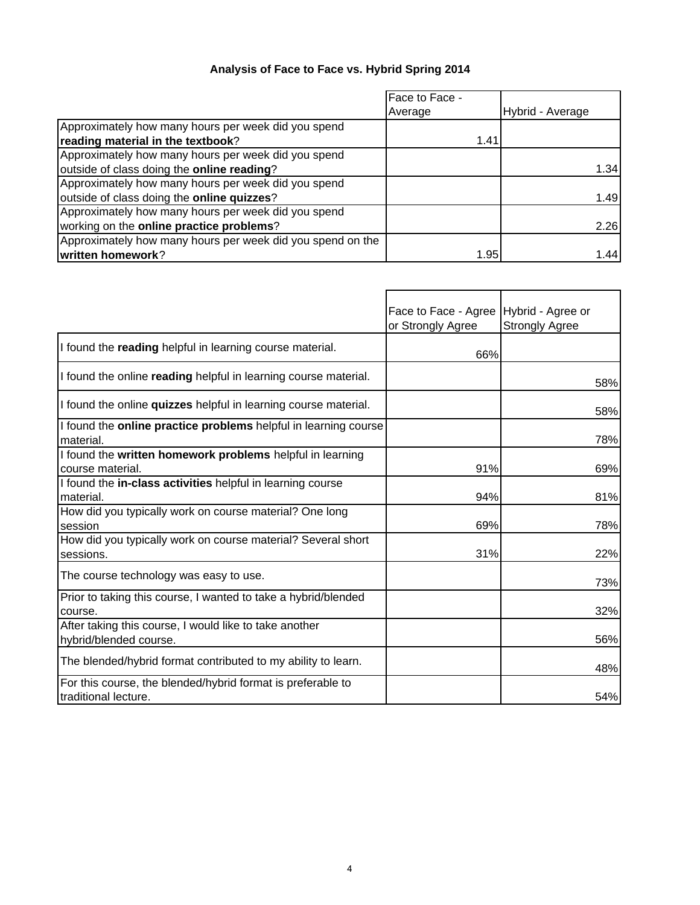### Analysis of Face to Face vs. Hybrid Spring 2014

| | Face to Face - Average | Hybrid - Average |
|---|---|---|
| Approximately how many hours per week did you spend **reading material in the textbook**? | 1.41 | |
| Approximately how many hours per week did you spend outside of class doing the **online reading**? | | 1.34 |
| Approximately how many hours per week did you spend outside of class doing the **online quizzes**? | | 1.49 |
| Approximately how many hours per week did you spend working on the **online practice problems**? | | 2.26 |
| Approximately how many hours per week did you spend on the **written homework**? | 1.95 | 1.44 |

| | Face to Face - Agree or Strongly Agree | Hybrid - Agree or Strongly Agree |
|---|---|---|
| I found the **reading** helpful in learning course material. | 66% | |
| I found the online **reading** helpful in learning course material. | | 58% |
| I found the online **quizzes** helpful in learning course material. | | 58% |
| I found the **online practice problems** helpful in learning course material. | | 78% |
| I found the **written homework problems** helpful in learning course material. | 91% | 69% |
| I found the **in-class activities** helpful in learning course material. | 94% | 81% |
| How did you typically work on course material? One long session | 69% | 78% |
| How did you typically work on course material? Several short sessions. | 31% | 22% |
| The course technology was easy to use. | | 73% |
| Prior to taking this course, I wanted to take a hybrid/blended course. | | 32% |
| After taking this course, I would like to take another hybrid/blended course. | | 56% |
| The blended/hybrid format contributed to my ability to learn. | | 48% |
| For this course, the blended/hybrid format is preferable to traditional lecture. | | 54% |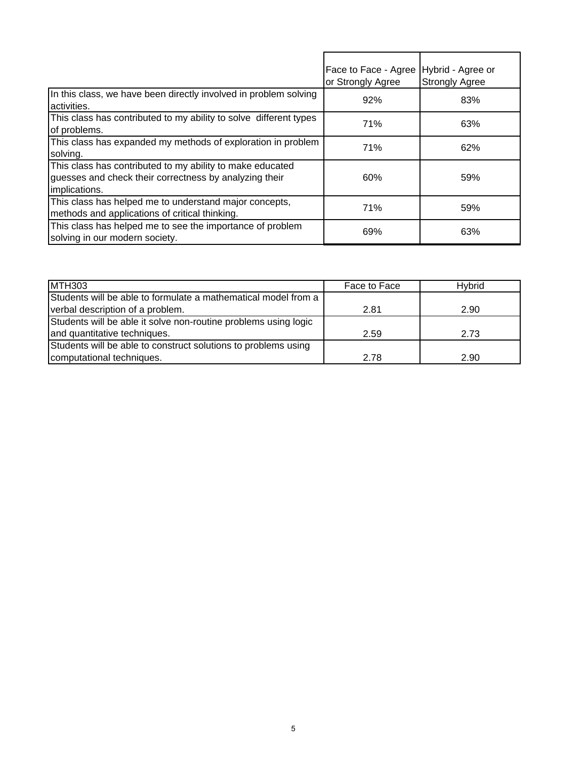| | Face to Face - Agree or Strongly Agree | Hybrid - Agree or Strongly Agree |
|---|---|---|
| In this class, we have been directly involved in problem solving activities. | 92% | 83% |
| This class has contributed to my ability to solve different types of problems. | 71% | 63% |
| This class has expanded my methods of exploration in problem solving. | 71% | 62% |
| This class has contributed to my ability to make educated guesses and check their correctness by analyzing their implications. | 60% | 59% |
| This class has helped me to understand major concepts, methods and applications of critical thinking. | 71% | 59% |
| This class has helped me to see the importance of problem solving in our modern society. | 69% | 63% |

| MTH303 | Face to Face | Hybrid |
|---|---|---|
| Students will be able to formulate a mathematical model from a verbal description of a problem. | 2.81 | 2.90 |
| Students will be able it solve non-routine problems using logic and quantitative techniques. | 2.59 | 2.73 |
| Students will be able to construct solutions to problems using computational techniques. | 2.78 | 2.90 |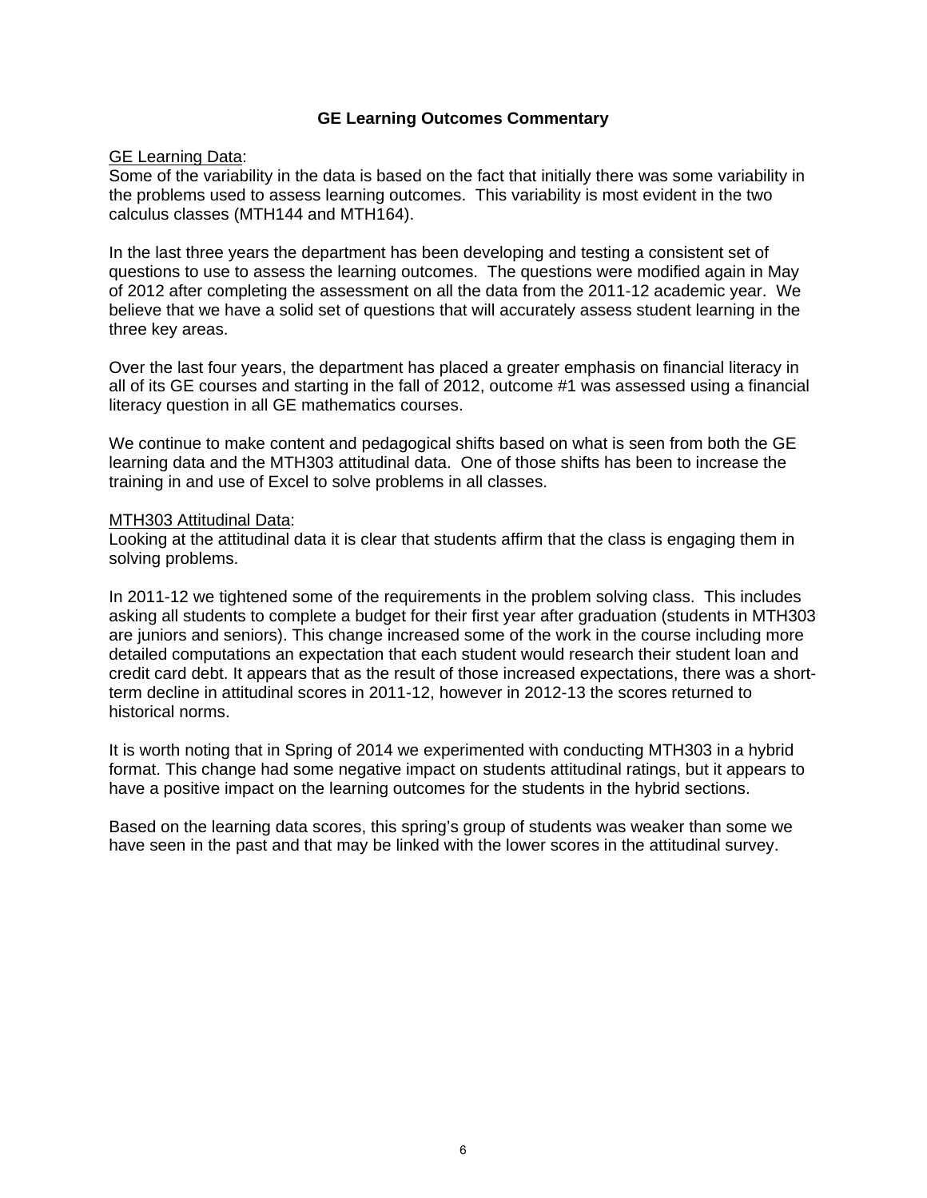## GE Learning Outcomes Commentary

GE Learning Data:
Some of the variability in the data is based on the fact that initially there was some variability in the problems used to assess learning outcomes. This variability is most evident in the two calculus classes (MTH144 and MTH164).

In the last three years the department has been developing and testing a consistent set of questions to use to assess the learning outcomes. The questions were modified again in May of 2012 after completing the assessment on all the data from the 2011-12 academic year. We believe that we have a solid set of questions that will accurately assess student learning in the three key areas.

Over the last four years, the department has placed a greater emphasis on financial literacy in all of its GE courses and starting in the fall of 2012, outcome #1 was assessed using a financial literacy question in all GE mathematics courses.

We continue to make content and pedagogical shifts based on what is seen from both the GE learning data and the MTH303 attitudinal data. One of those shifts has been to increase the training in and use of Excel to solve problems in all classes.

MTH303 Attitudinal Data:
Looking at the attitudinal data it is clear that students affirm that the class is engaging them in solving problems.

In 2011-12 we tightened some of the requirements in the problem solving class. This includes asking all students to complete a budget for their first year after graduation (students in MTH303 are juniors and seniors). This change increased some of the work in the course including more detailed computations an expectation that each student would research their student loan and credit card debt. It appears that as the result of those increased expectations, there was a short-term decline in attitudinal scores in 2011-12, however in 2012-13 the scores returned to historical norms.

It is worth noting that in Spring of 2014 we experimented with conducting MTH303 in a hybrid format. This change had some negative impact on students attitudinal ratings, but it appears to have a positive impact on the learning outcomes for the students in the hybrid sections.

Based on the learning data scores, this spring's group of students was weaker than some we have seen in the past and that may be linked with the lower scores in the attitudinal survey.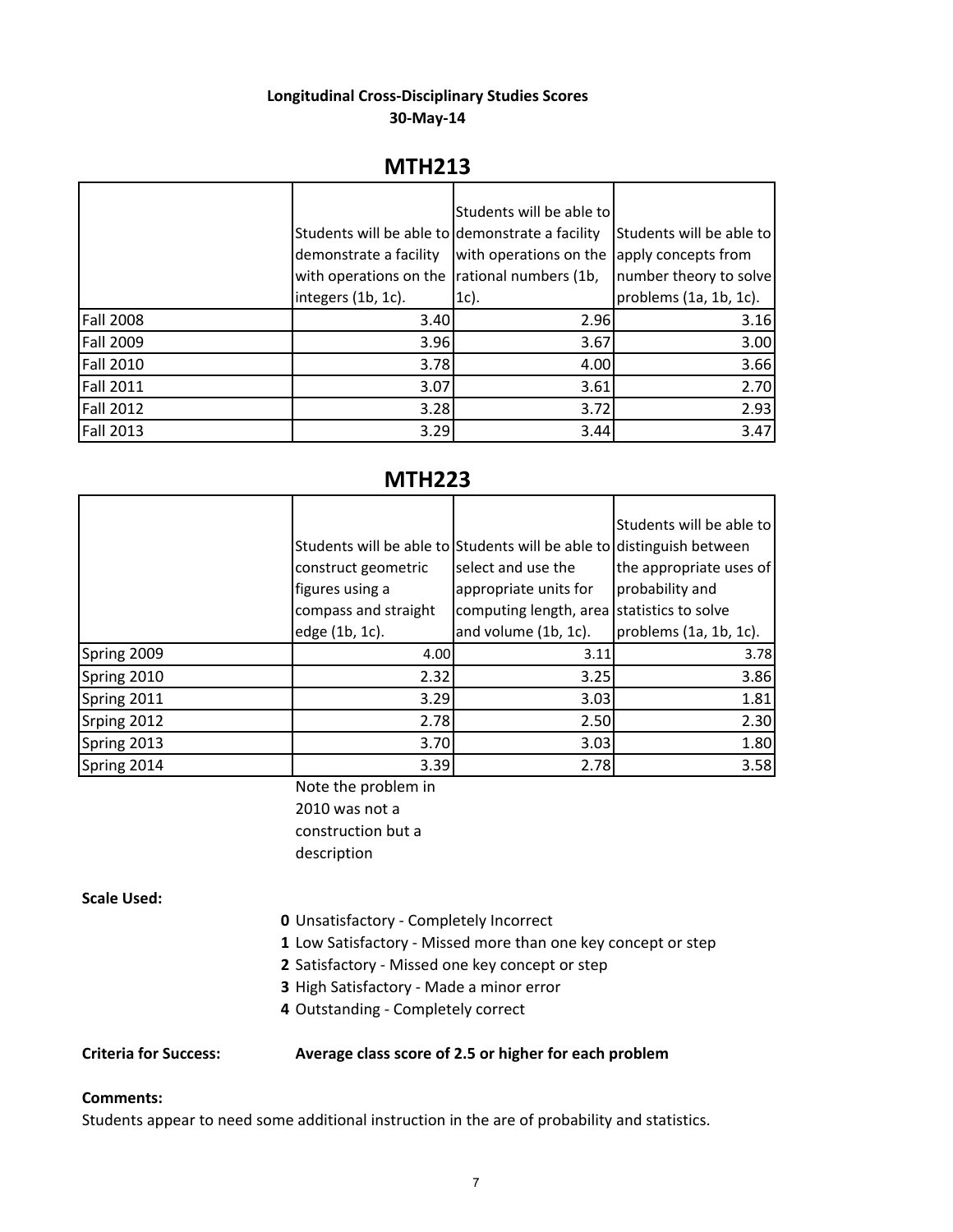**Longitudinal Cross-Disciplinary Studies Scores**
**30-May-14**

## MTH213

| | Students will be able to demonstrate a facility with operations on the integers (1b, 1c). | Students will be able to demonstrate a facility with operations on the rational numbers (1b, 1c). | Students will be able to apply concepts from number theory to solve problems (1a, 1b, 1c). |
|---|---|---|---|
| Fall 2008 | 3.40 | 2.96 | 3.16 |
| Fall 2009 | 3.96 | 3.67 | 3.00 |
| Fall 2010 | 3.78 | 4.00 | 3.66 |
| Fall 2011 | 3.07 | 3.61 | 2.70 |
| Fall 2012 | 3.28 | 3.72 | 2.93 |
| Fall 2013 | 3.29 | 3.44 | 3.47 |

## MTH223

| | Students will be able to construct geometric figures using a compass and straight edge (1b, 1c). | Students will be able to select and use the appropriate units for computing length, area and volume (1b, 1c). | Students will be able to distinguish between the appropriate uses of probability and statistics to solve problems (1a, 1b, 1c). |
|---|---|---|---|
| Spring 2009 | 4.00 | 3.11 | 3.78 |
| Spring 2010 | 2.32 | 3.25 | 3.86 |
| Spring 2011 | 3.29 | 3.03 | 1.81 |
| Srping 2012 | 2.78 | 2.50 | 2.30 |
| Spring 2013 | 3.70 | 3.03 | 1.80 |
| Spring 2014 | 3.39 | 2.78 | 3.58 |

Note the problem in 2010 was not a construction but a description

**Scale Used:**

**0** Unsatisfactory - Completely Incorrect
**1** Low Satisfactory - Missed more than one key concept or step
**2** Satisfactory - Missed one key concept or step
**3** High Satisfactory - Made a minor error
**4** Outstanding - Completely correct

**Criteria for Success:** **Average class score of 2.5 or higher for each problem**

**Comments:**

Students appear to need some additional instruction in the are of probability and statistics.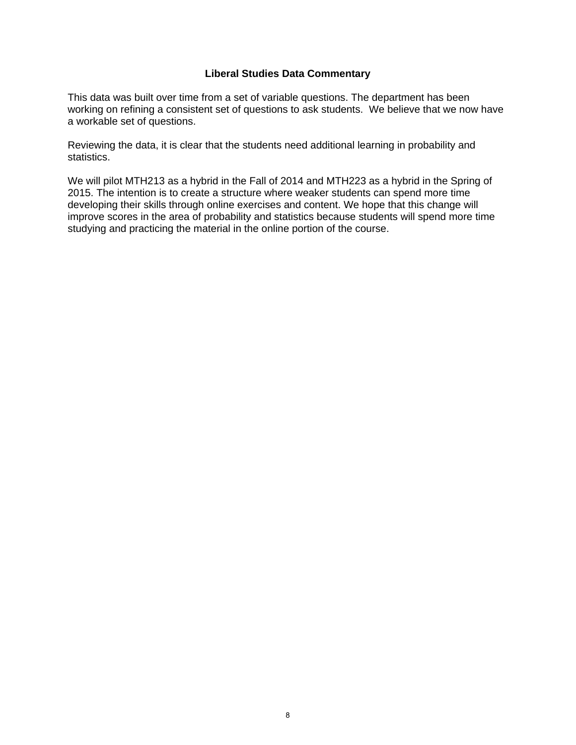### Liberal Studies Data Commentary

This data was built over time from a set of variable questions. The department has been working on refining a consistent set of questions to ask students. We believe that we now have a workable set of questions.

Reviewing the data, it is clear that the students need additional learning in probability and statistics.

We will pilot MTH213 as a hybrid in the Fall of 2014 and MTH223 as a hybrid in the Spring of 2015. The intention is to create a structure where weaker students can spend more time developing their skills through online exercises and content. We hope that this change will improve scores in the area of probability and statistics because students will spend more time studying and practicing the material in the online portion of the course.